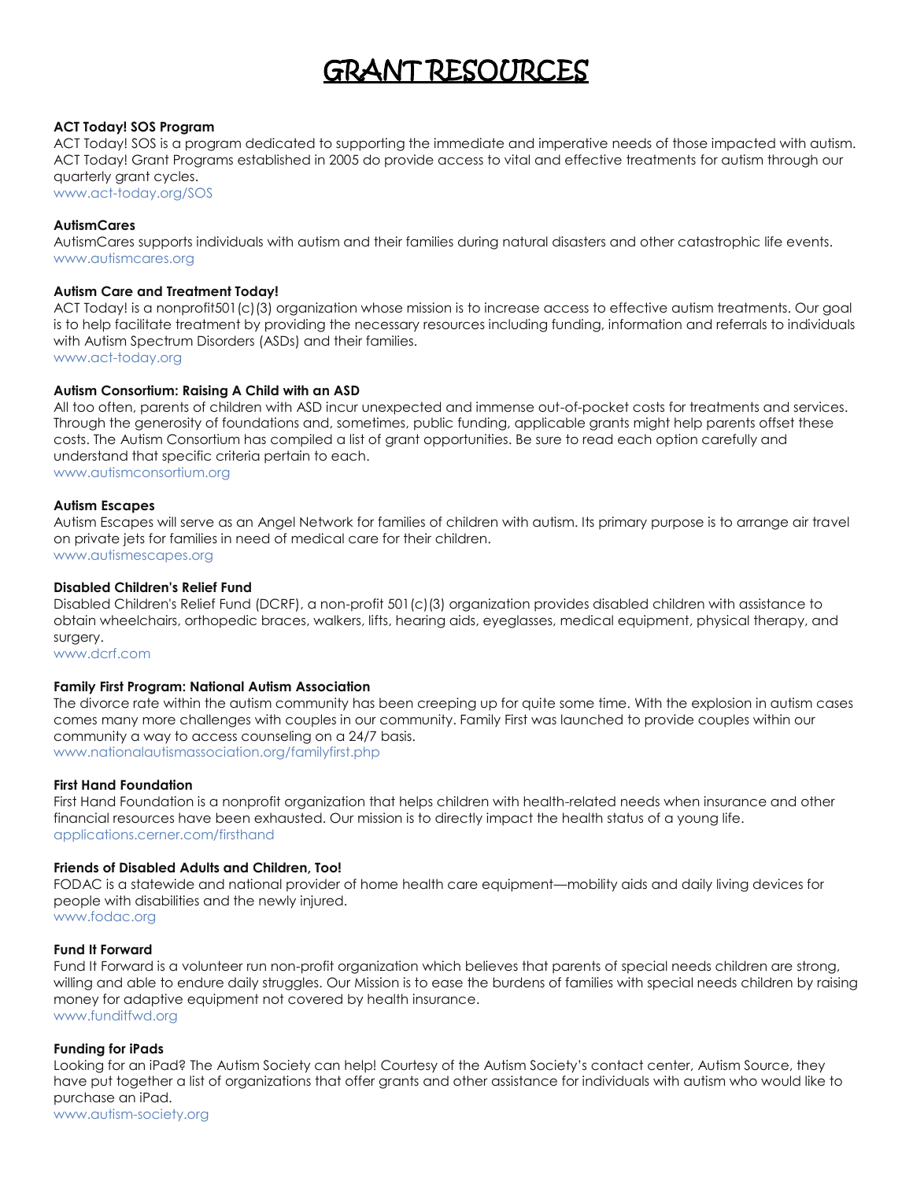# GRANT RESOURCES

**ACT Today! SOS Program**

ACT Today! SOS is a program dedicated to supporting the immediate and imperative needs of those impacted with autism. ACT Today! Grant Programs established in 2005 do provide access to vital and effective treatments for autism through our quarterly grant cycles.

www.act-today.org/SOS

**AutismCares**

AutismCares supports individuals with autism and their families during natural disasters and other catastrophic life events.

www.autismcares.org

**Autism Care and Treatment Today!**

ACT Today! is a nonprofit501(c)(3) organization whose mission is to increase access to effective autism treatments. Our goal is to help facilitate treatment by providing the necessary resources including funding, information and referrals to individuals with Autism Spectrum Disorders (ASDs) and their families.

www.act-today.org

**Autism Consortium: Raising A Child with an ASD**

All too often, parents of children with ASD incur unexpected and immense out-of-pocket costs for treatments and services. Through the generosity of foundations and, sometimes, public funding, applicable grants might help parents offset these costs. The Autism Consortium has compiled a list of grant opportunities. Be sure to read each option carefully and understand that specific criteria pertain to each.

www.autismconsortium.org

**Autism Escapes**

Autism Escapes will serve as an Angel Network for families of children with autism. Its primary purpose is to arrange air travel on private jets for families in need of medical care for their children.

www.autismescapes.org

**Disabled Children's Relief Fund**

Disabled Children's Relief Fund (DCRF), a non-profit 501(c)(3) organization provides disabled children with assistance to obtain wheelchairs, orthopedic braces, walkers, lifts, hearing aids, eyeglasses, medical equipment, physical therapy, and surgery.

www.dcrf.com

**Family First Program: National Autism Association**

The divorce rate within the autism community has been creeping up for quite some time. With the explosion in autism cases comes many more challenges with couples in our community. Family First was launched to provide couples within our community a way to access counseling on a 24/7 basis.

www.nationalautismassociation.org/familyfirst.php

**First Hand Foundation**

First Hand Foundation is a nonprofit organization that helps children with health-related needs when insurance and other financial resources have been exhausted. Our mission is to directly impact the health status of a young life.

applications.cerner.com/firsthand

**Friends of Disabled Adults and Children, Too!**

FODAC is a statewide and national provider of home health care equipment—mobility aids and daily living devices for people with disabilities and the newly injured.

www.fodac.org

**Fund It Forward**

Fund It Forward is a volunteer run non-profit organization which believes that parents of special needs children are strong, willing and able to endure daily struggles. Our Mission is to ease the burdens of families with special needs children by raising money for adaptive equipment not covered by health insurance.

www.funditfwd.org

**Funding for iPads**

Looking for an iPad? The Autism Society can help! Courtesy of the Autism Society's contact center, Autism Source, they have put together a list of organizations that offer grants and other assistance for individuals with autism who would like to purchase an iPad.

www.autism-society.org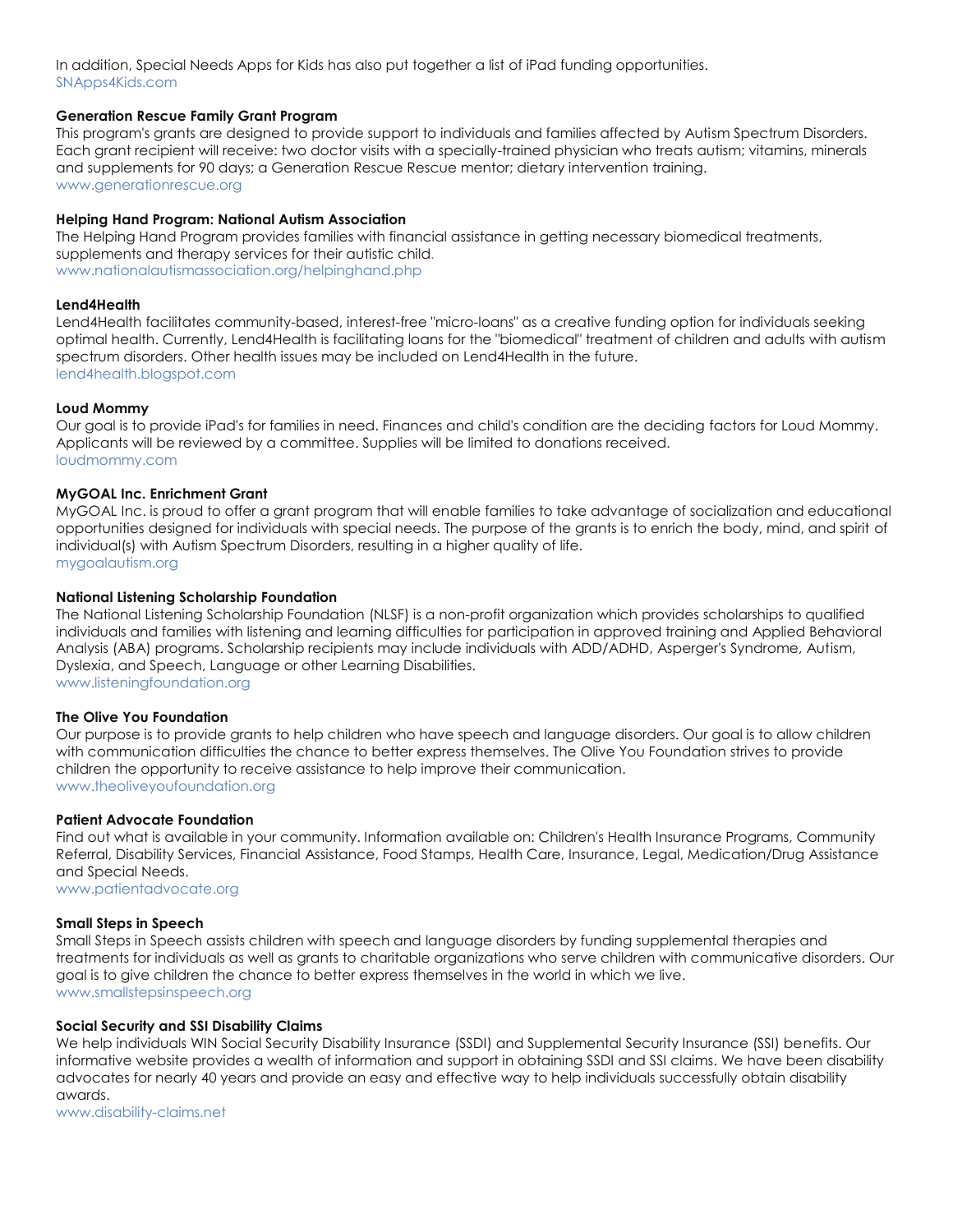In addition, Special Needs Apps for Kids has also put together a list of iPad funding opportunities.
SNApps4Kids.com

**Generation Rescue Family Grant Program**
This program's grants are designed to provide support to individuals and families affected by Autism Spectrum Disorders. Each grant recipient will receive: two doctor visits with a specially-trained physician who treats autism; vitamins, minerals and supplements for 90 days; a Generation Rescue Rescue mentor; dietary intervention training.
www.generationrescue.org

**Helping Hand Program: National Autism Association**
The Helping Hand Program provides families with financial assistance in getting necessary biomedical treatments, supplements and therapy services for their autistic child.
www.nationalautismassociation.org/helpinghand.php

**Lend4Health**
Lend4Health facilitates community-based, interest-free "micro-loans" as a creative funding option for individuals seeking optimal health. Currently, Lend4Health is facilitating loans for the "biomedical" treatment of children and adults with autism spectrum disorders. Other health issues may be included on Lend4Health in the future.
lend4health.blogspot.com

**Loud Mommy**
Our goal is to provide iPad's for families in need. Finances and child's condition are the deciding factors for Loud Mommy. Applicants will be reviewed by a committee. Supplies will be limited to donations received.
loudmommy.com

**MyGOAL Inc. Enrichment Grant**
MyGOAL Inc. is proud to offer a grant program that will enable families to take advantage of socialization and educational opportunities designed for individuals with special needs. The purpose of the grants is to enrich the body, mind, and spirit of individual(s) with Autism Spectrum Disorders, resulting in a higher quality of life.
mygoalautism.org

**National Listening Scholarship Foundation**
The National Listening Scholarship Foundation (NLSF) is a non-profit organization which provides scholarships to qualified individuals and families with listening and learning difficulties for participation in approved training and Applied Behavioral Analysis (ABA) programs. Scholarship recipients may include individuals with ADD/ADHD, Asperger's Syndrome, Autism, Dyslexia, and Speech, Language or other Learning Disabilities.
www.listeningfoundation.org

**The Olive You Foundation**
Our purpose is to provide grants to help children who have speech and language disorders. Our goal is to allow children with communication difficulties the chance to better express themselves. The Olive You Foundation strives to provide children the opportunity to receive assistance to help improve their communication.
www.theoliveyoufoundation.org

**Patient Advocate Foundation**
Find out what is available in your community. Information available on: Children's Health Insurance Programs, Community Referral, Disability Services, Financial Assistance, Food Stamps, Health Care, Insurance, Legal, Medication/Drug Assistance and Special Needs.
www.patientadvocate.org

**Small Steps in Speech**
Small Steps in Speech assists children with speech and language disorders by funding supplemental therapies and treatments for individuals as well as grants to charitable organizations who serve children with communicative disorders. Our goal is to give children the chance to better express themselves in the world in which we live.
www.smallstepsinspeech.org

**Social Security and SSI Disability Claims**
We help individuals WIN Social Security Disability Insurance (SSDI) and Supplemental Security Insurance (SSI) benefits. Our informative website provides a wealth of information and support in obtaining SSDI and SSI claims. We have been disability advocates for nearly 40 years and provide an easy and effective way to help individuals successfully obtain disability awards.
www.disability-claims.net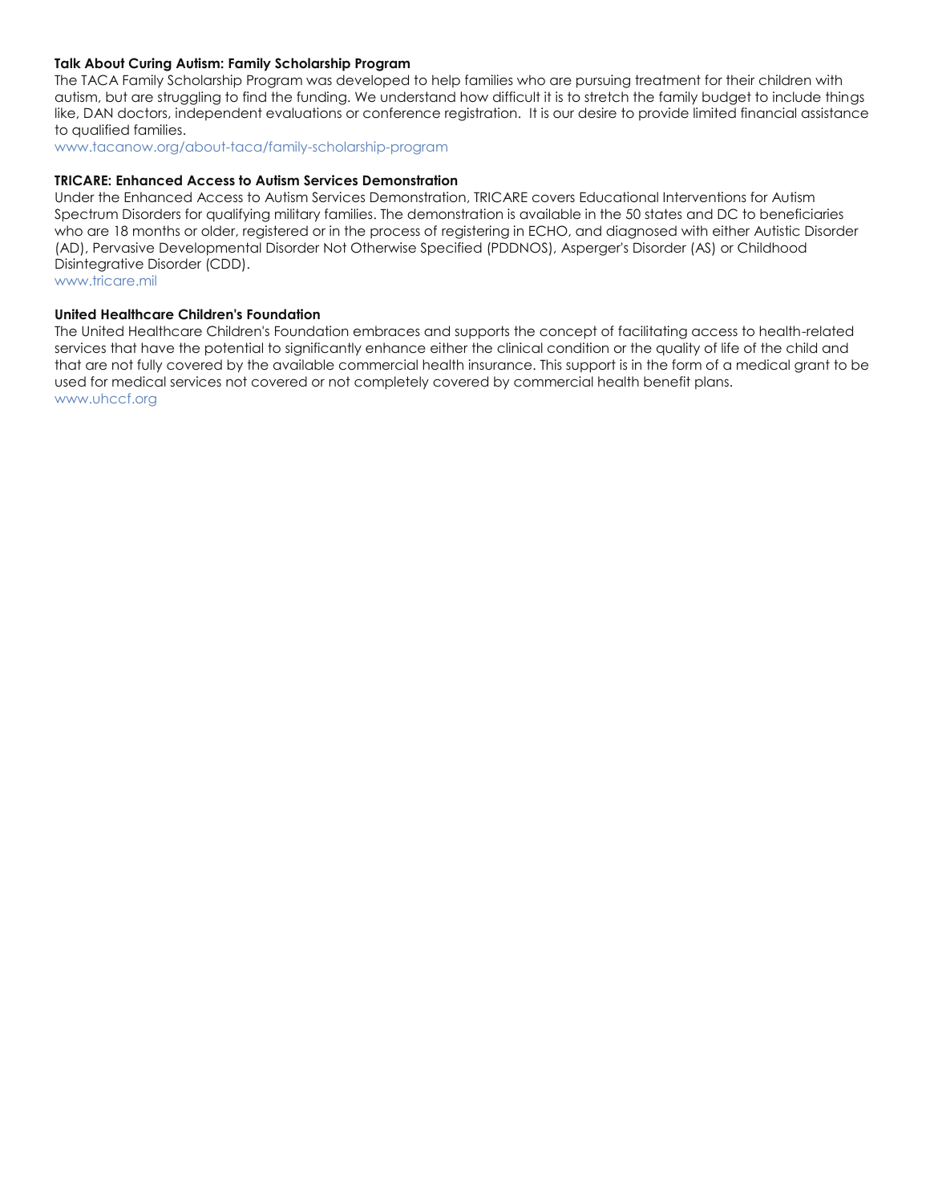**Talk About Curing Autism: Family Scholarship Program**

The TACA Family Scholarship Program was developed to help families who are pursuing treatment for their children with autism, but are struggling to find the funding. We understand how difficult it is to stretch the family budget to include things like, DAN doctors, independent evaluations or conference registration.  It is our desire to provide limited financial assistance to qualified families.

www.tacanow.org/about-taca/family-scholarship-program

**TRICARE: Enhanced Access to Autism Services Demonstration**

Under the Enhanced Access to Autism Services Demonstration, TRICARE covers Educational Interventions for Autism Spectrum Disorders for qualifying military families. The demonstration is available in the 50 states and DC to beneficiaries who are 18 months or older, registered or in the process of registering in ECHO, and diagnosed with either Autistic Disorder (AD), Pervasive Developmental Disorder Not Otherwise Specified (PDDNOS), Asperger's Disorder (AS) or Childhood Disintegrative Disorder (CDD).

www.tricare.mil

**United Healthcare Children's Foundation**

The United Healthcare Children's Foundation embraces and supports the concept of facilitating access to health-related services that have the potential to significantly enhance either the clinical condition or the quality of life of the child and that are not fully covered by the available commercial health insurance. This support is in the form of a medical grant to be used for medical services not covered or not completely covered by commercial health benefit plans.

www.uhccf.org